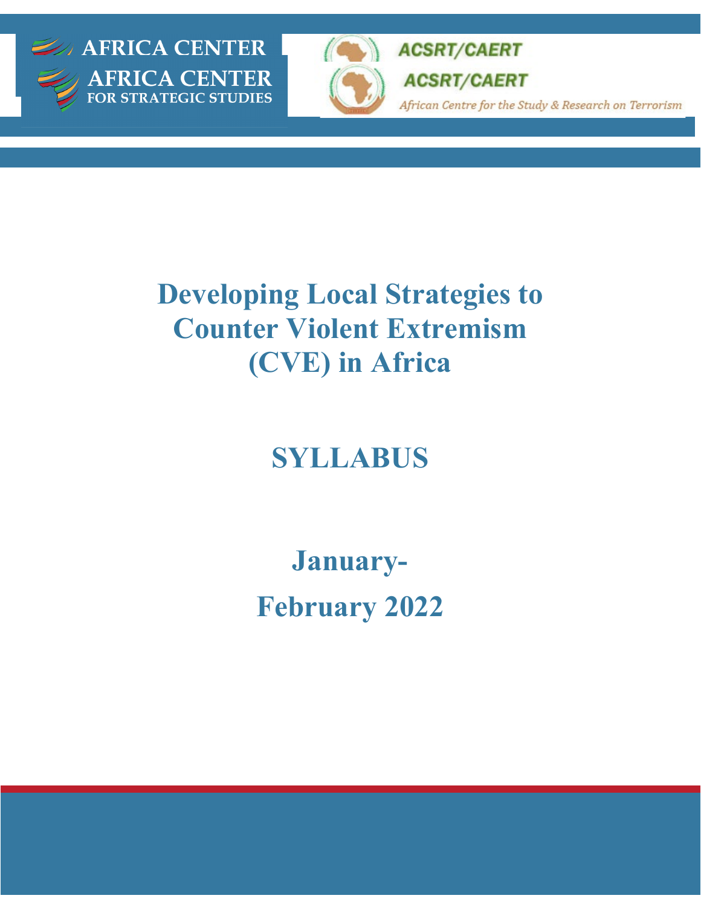AFRICA CENTER

AFRICA CENTER
FOR STRATEGIC STUDIES

ACSRT/CAERT

ACSRT/CAERT

*African Centre for the Study & Research on Terrorism*

# Developing Local Strategies to Counter Violent Extremism (CVE) in Africa

# SYLLABUS

## January-February 2022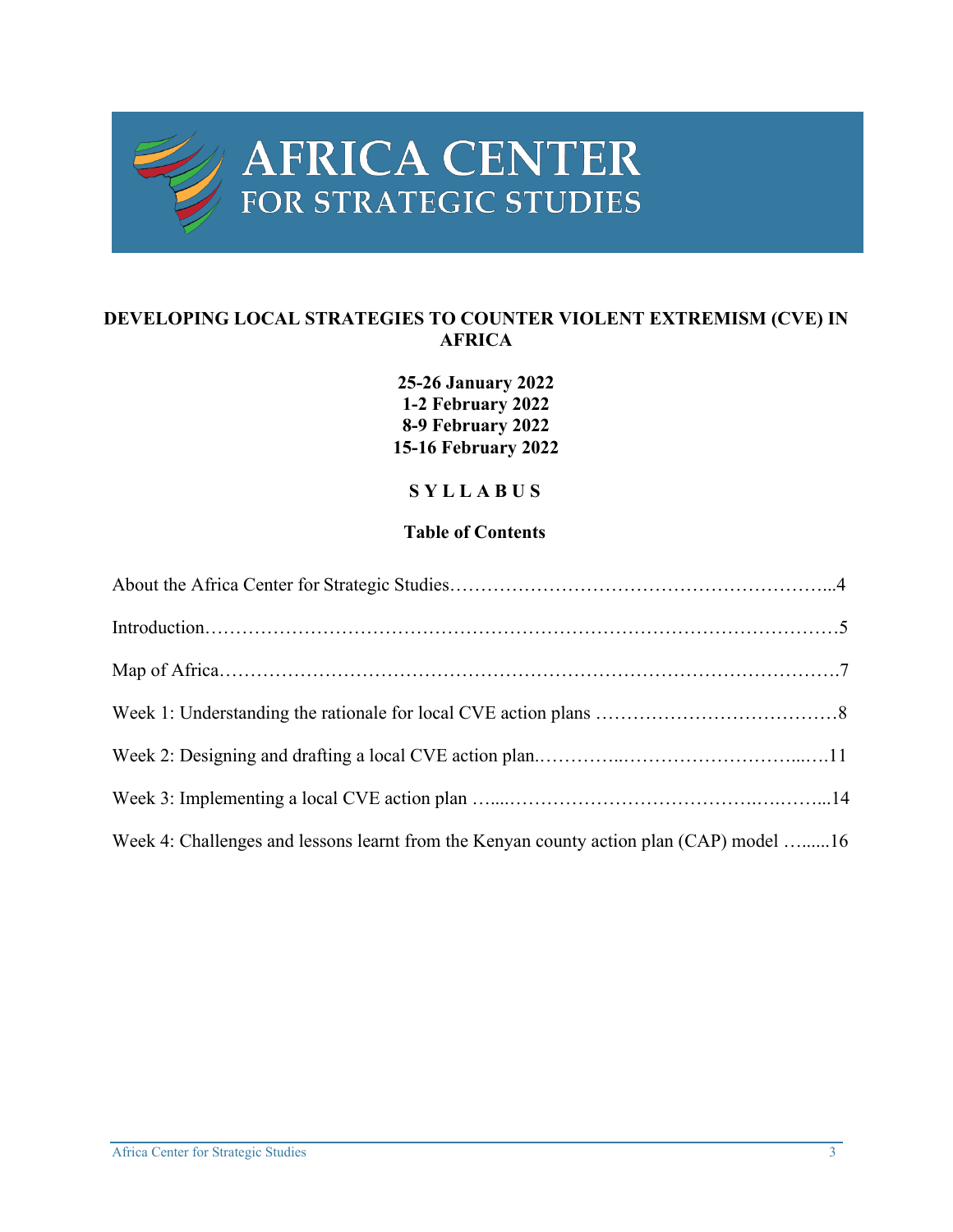# AFRICA CENTER FOR STRATEGIC STUDIES

**DEVELOPING LOCAL STRATEGIES TO COUNTER VIOLENT EXTREMISM (CVE) IN AFRICA**

**25-26 January 2022**
**1-2 February 2022**
**8-9 February 2022**
**15-16 February 2022**

**S Y L L A B U S**

**Table of Contents**

About the Africa Center for Strategic Studies……………………………………………………...4

Introduction………………………………………………………………………………………5

Map of Africa…………………………………………………………………………………….7

Week 1: Understanding the rationale for local CVE action plans …………………………………8

Week 2: Designing and drafting a local CVE action plan.…………..………………………...….11

Week 3: Implementing a local CVE action plan …...…………………………………….….……...14

Week 4: Challenges and lessons learnt from the Kenyan county action plan (CAP) model ….......16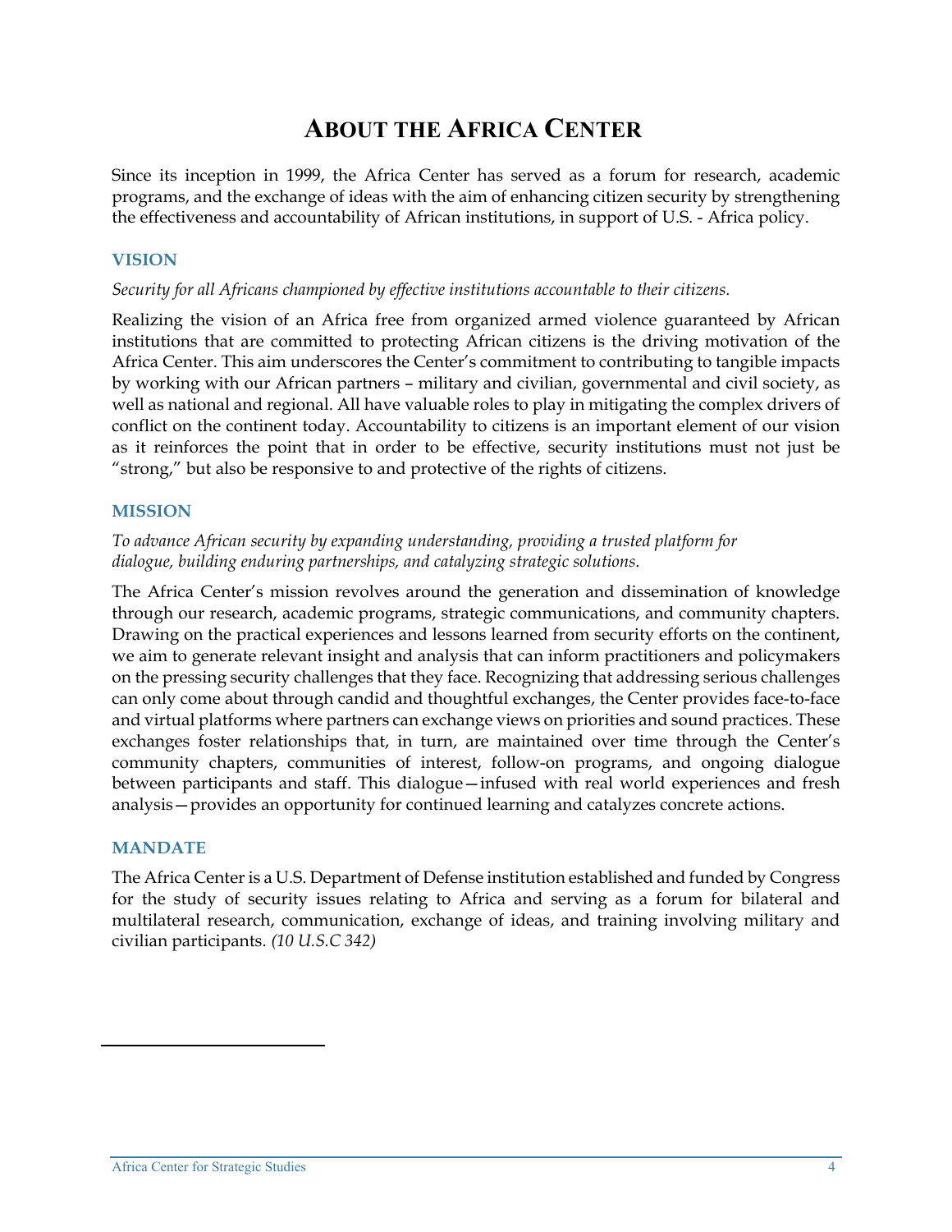# About the Africa Center

Since its inception in 1999, the Africa Center has served as a forum for research, academic programs, and the exchange of ideas with the aim of enhancing citizen security by strengthening the effectiveness and accountability of African institutions, in support of U.S. - Africa policy.

## VISION

*Security for all Africans championed by effective institutions accountable to their citizens.*

Realizing the vision of an Africa free from organized armed violence guaranteed by African institutions that are committed to protecting African citizens is the driving motivation of the Africa Center. This aim underscores the Center's commitment to contributing to tangible impacts by working with our African partners – military and civilian, governmental and civil society, as well as national and regional. All have valuable roles to play in mitigating the complex drivers of conflict on the continent today. Accountability to citizens is an important element of our vision as it reinforces the point that in order to be effective, security institutions must not just be "strong," but also be responsive to and protective of the rights of citizens.

## MISSION

*To advance African security by expanding understanding, providing a trusted platform for dialogue, building enduring partnerships, and catalyzing strategic solutions.*

The Africa Center's mission revolves around the generation and dissemination of knowledge through our research, academic programs, strategic communications, and community chapters. Drawing on the practical experiences and lessons learned from security efforts on the continent, we aim to generate relevant insight and analysis that can inform practitioners and policymakers on the pressing security challenges that they face. Recognizing that addressing serious challenges can only come about through candid and thoughtful exchanges, the Center provides face-to-face and virtual platforms where partners can exchange views on priorities and sound practices. These exchanges foster relationships that, in turn, are maintained over time through the Center's community chapters, communities of interest, follow-on programs, and ongoing dialogue between participants and staff. This dialogue—infused with real world experiences and fresh analysis—provides an opportunity for continued learning and catalyzes concrete actions.

## MANDATE

The Africa Center is a U.S. Department of Defense institution established and funded by Congress for the study of security issues relating to Africa and serving as a forum for bilateral and multilateral research, communication, exchange of ideas, and training involving military and civilian participants. *(10 U.S.C 342)*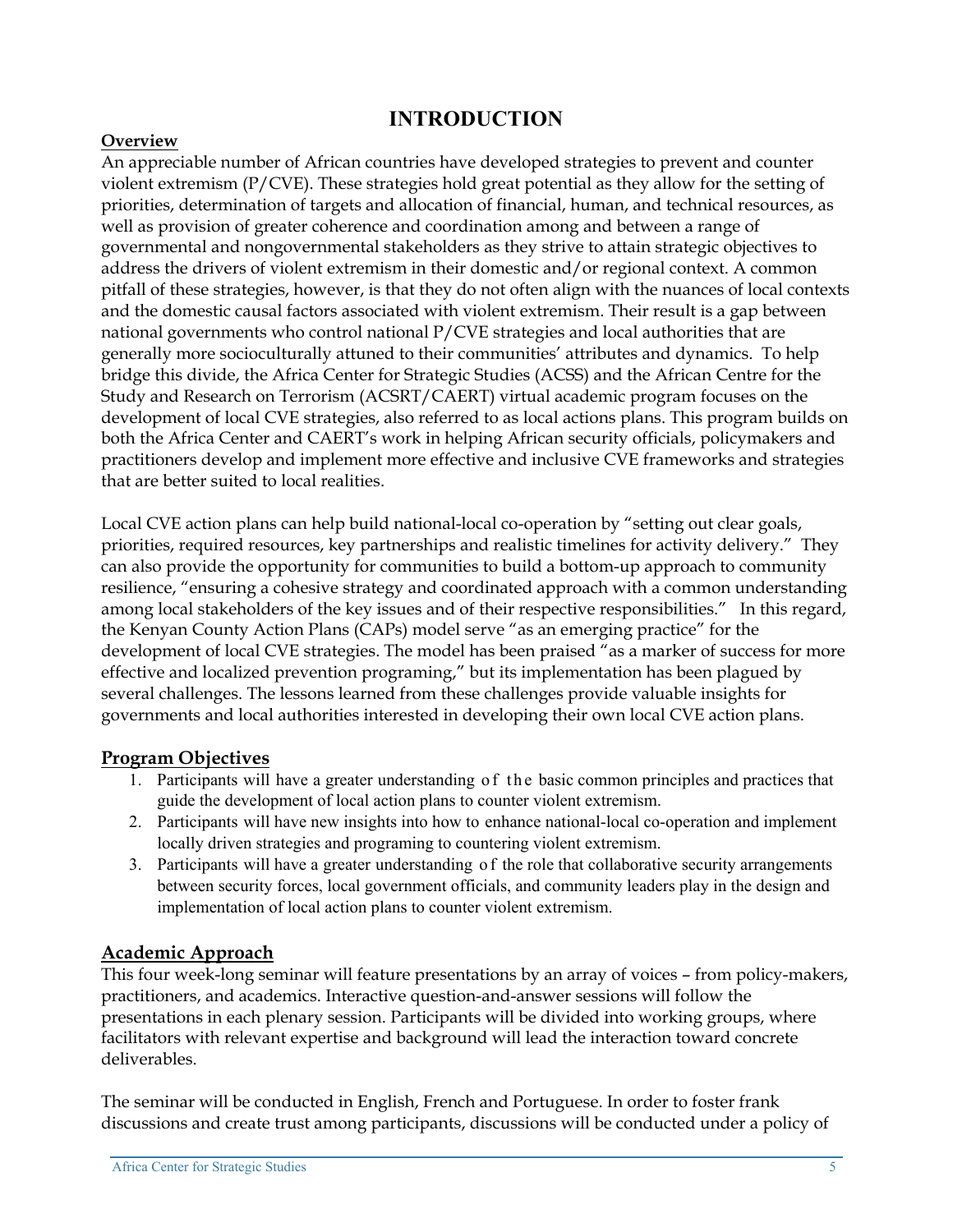# INTRODUCTION

## Overview

An appreciable number of African countries have developed strategies to prevent and counter violent extremism (P/CVE). These strategies hold great potential as they allow for the setting of priorities, determination of targets and allocation of financial, human, and technical resources, as well as provision of greater coherence and coordination among and between a range of governmental and nongovernmental stakeholders as they strive to attain strategic objectives to address the drivers of violent extremism in their domestic and/or regional context. A common pitfall of these strategies, however, is that they do not often align with the nuances of local contexts and the domestic causal factors associated with violent extremism. Their result is a gap between national governments who control national P/CVE strategies and local authorities that are generally more socioculturally attuned to their communities' attributes and dynamics. To help bridge this divide, the Africa Center for Strategic Studies (ACSS) and the African Centre for the Study and Research on Terrorism (ACSRT/CAERT) virtual academic program focuses on the development of local CVE strategies, also referred to as local actions plans. This program builds on both the Africa Center and CAERT's work in helping African security officials, policymakers and practitioners develop and implement more effective and inclusive CVE frameworks and strategies that are better suited to local realities.

Local CVE action plans can help build national-local co-operation by "setting out clear goals, priorities, required resources, key partnerships and realistic timelines for activity delivery." They can also provide the opportunity for communities to build a bottom-up approach to community resilience, "ensuring a cohesive strategy and coordinated approach with a common understanding among local stakeholders of the key issues and of their respective responsibilities." In this regard, the Kenyan County Action Plans (CAPs) model serve "as an emerging practice" for the development of local CVE strategies. The model has been praised "as a marker of success for more effective and localized prevention programing," but its implementation has been plagued by several challenges. The lessons learned from these challenges provide valuable insights for governments and local authorities interested in developing their own local CVE action plans.

## Program Objectives

1. Participants will have a greater understanding of the basic common principles and practices that guide the development of local action plans to counter violent extremism.
2. Participants will have new insights into how to enhance national-local co-operation and implement locally driven strategies and programing to countering violent extremism.
3. Participants will have a greater understanding of the role that collaborative security arrangements between security forces, local government officials, and community leaders play in the design and implementation of local action plans to counter violent extremism.

## Academic Approach

This four week-long seminar will feature presentations by an array of voices – from policy-makers, practitioners, and academics. Interactive question-and-answer sessions will follow the presentations in each plenary session. Participants will be divided into working groups, where facilitators with relevant expertise and background will lead the interaction toward concrete deliverables.

The seminar will be conducted in English, French and Portuguese. In order to foster frank discussions and create trust among participants, discussions will be conducted under a policy of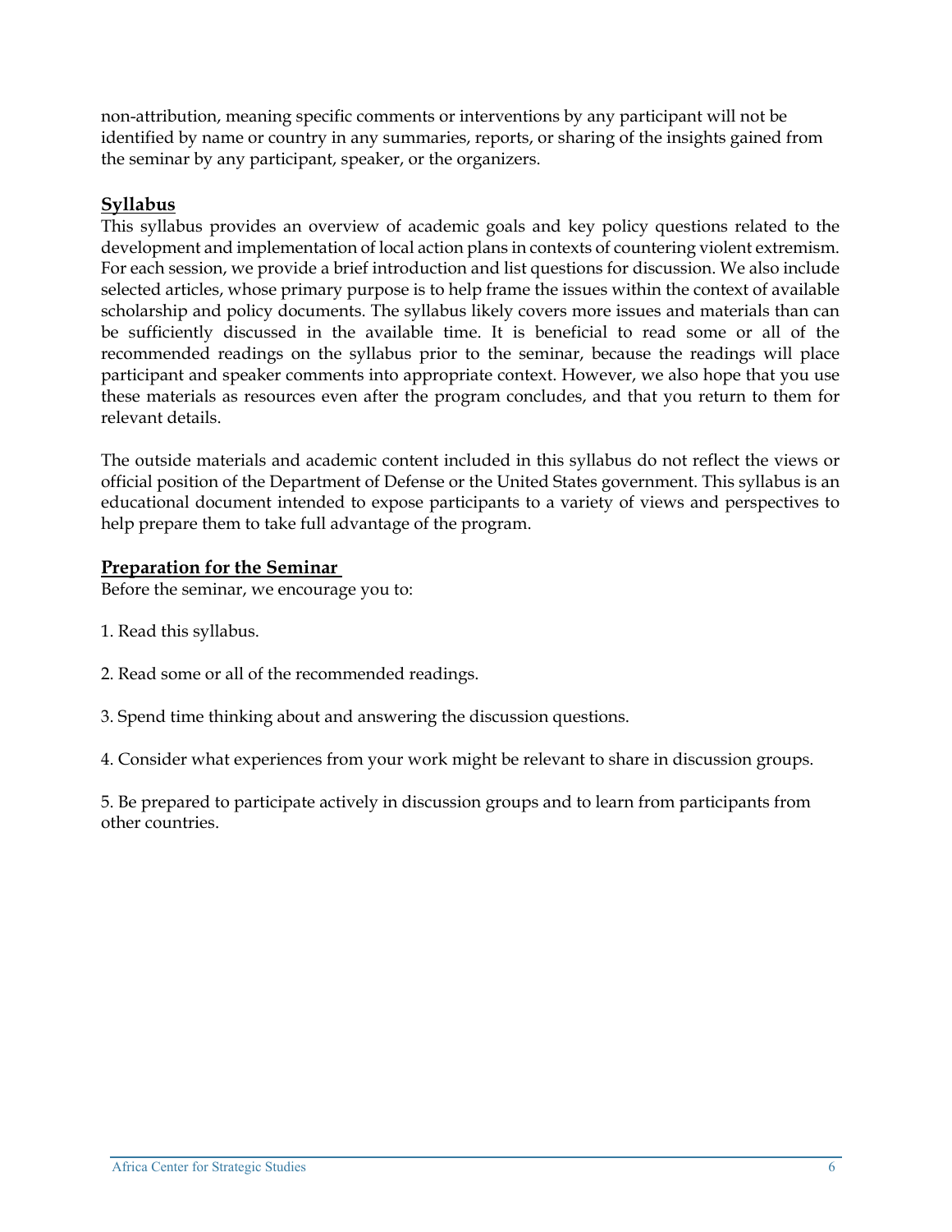non-attribution, meaning specific comments or interventions by any participant will not be identified by name or country in any summaries, reports, or sharing of the insights gained from the seminar by any participant, speaker, or the organizers.

## Syllabus

This syllabus provides an overview of academic goals and key policy questions related to the development and implementation of local action plans in contexts of countering violent extremism. For each session, we provide a brief introduction and list questions for discussion. We also include selected articles, whose primary purpose is to help frame the issues within the context of available scholarship and policy documents. The syllabus likely covers more issues and materials than can be sufficiently discussed in the available time. It is beneficial to read some or all of the recommended readings on the syllabus prior to the seminar, because the readings will place participant and speaker comments into appropriate context. However, we also hope that you use these materials as resources even after the program concludes, and that you return to them for relevant details.

The outside materials and academic content included in this syllabus do not reflect the views or official position of the Department of Defense or the United States government. This syllabus is an educational document intended to expose participants to a variety of views and perspectives to help prepare them to take full advantage of the program.

## Preparation for the Seminar

Before the seminar, we encourage you to:

1. Read this syllabus.

2. Read some or all of the recommended readings.

3. Spend time thinking about and answering the discussion questions.

4. Consider what experiences from your work might be relevant to share in discussion groups.

5. Be prepared to participate actively in discussion groups and to learn from participants from other countries.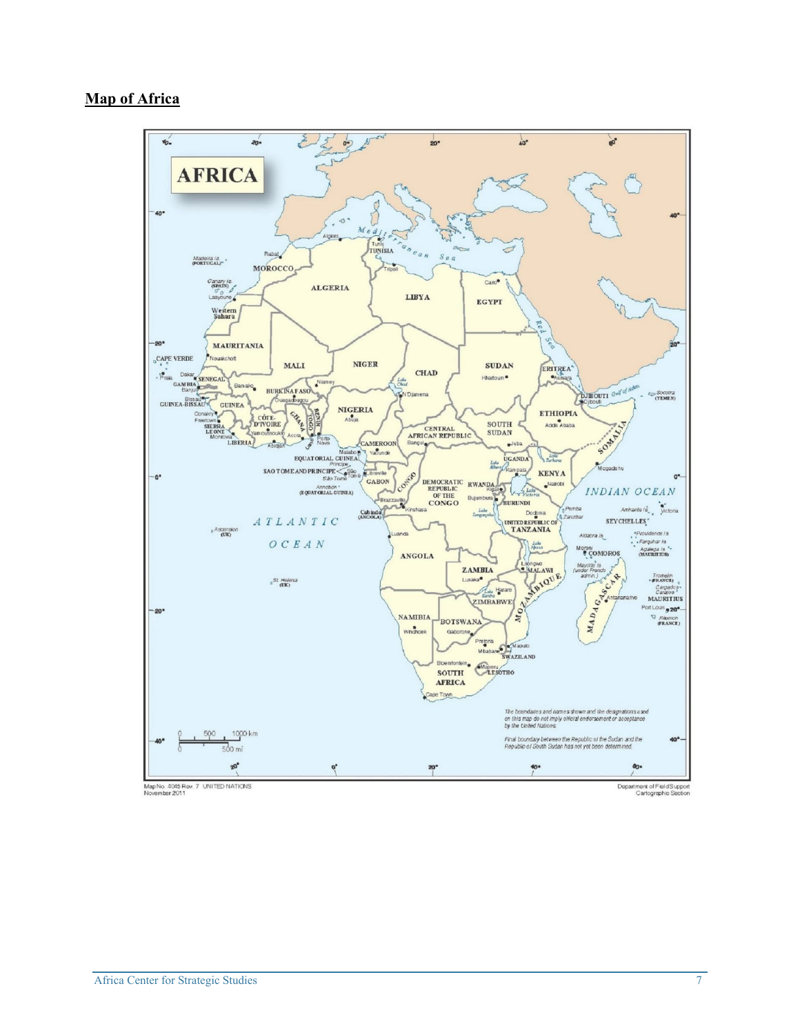**Map of Africa**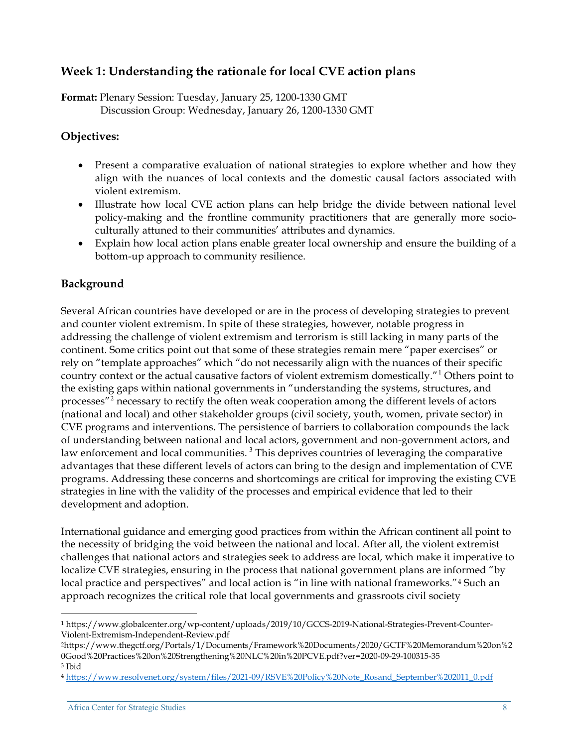## Week 1: Understanding the rationale for local CVE action plans

**Format:** Plenary Session: Tuesday, January 25, 1200-1330 GMT
Discussion Group: Wednesday, January 26, 1200-1330 GMT

### Objectives:

- Present a comparative evaluation of national strategies to explore whether and how they align with the nuances of local contexts and the domestic causal factors associated with violent extremism.
- Illustrate how local CVE action plans can help bridge the divide between national level policy-making and the frontline community practitioners that are generally more socio-culturally attuned to their communities' attributes and dynamics.
- Explain how local action plans enable greater local ownership and ensure the building of a bottom-up approach to community resilience.

### Background

Several African countries have developed or are in the process of developing strategies to prevent and counter violent extremism. In spite of these strategies, however, notable progress in addressing the challenge of violent extremism and terrorism is still lacking in many parts of the continent. Some critics point out that some of these strategies remain mere "paper exercises" or rely on "template approaches" which "do not necessarily align with the nuances of their specific country context or the actual causative factors of violent extremism domestically."[1] Others point to the existing gaps within national governments in "understanding the systems, structures, and processes"[2] necessary to rectify the often weak cooperation among the different levels of actors (national and local) and other stakeholder groups (civil society, youth, women, private sector) in CVE programs and interventions. The persistence of barriers to collaboration compounds the lack of understanding between national and local actors, government and non-government actors, and law enforcement and local communities.[3] This deprives countries of leveraging the comparative advantages that these different levels of actors can bring to the design and implementation of CVE programs. Addressing these concerns and shortcomings are critical for improving the existing CVE strategies in line with the validity of the processes and empirical evidence that led to their development and adoption.

International guidance and emerging good practices from within the African continent all point to the necessity of bridging the void between the national and local. After all, the violent extremist challenges that national actors and strategies seek to address are local, which make it imperative to localize CVE strategies, ensuring in the process that national government plans are informed "by local practice and perspectives" and local action is "in line with national frameworks."[4] Such an approach recognizes the critical role that local governments and grassroots civil society

---

[1] https://www.globalcenter.org/wp-content/uploads/2019/10/GCCS-2019-National-Strategies-Prevent-Counter-Violent-Extremism-Independent-Review.pdf

[2] https://www.thegctf.org/Portals/1/Documents/Framework%20Documents/2020/GCTF%20Memorandum%20on%20Good%20Practices%20on%20Strengthening%20NLC%20in%20PCVE.pdf?ver=2020-09-29-100315-35

[3] Ibid

[4] https://www.resolvenet.org/system/files/2021-09/RSVE%20Policy%20Note_Rosand_September%202011_0.pdf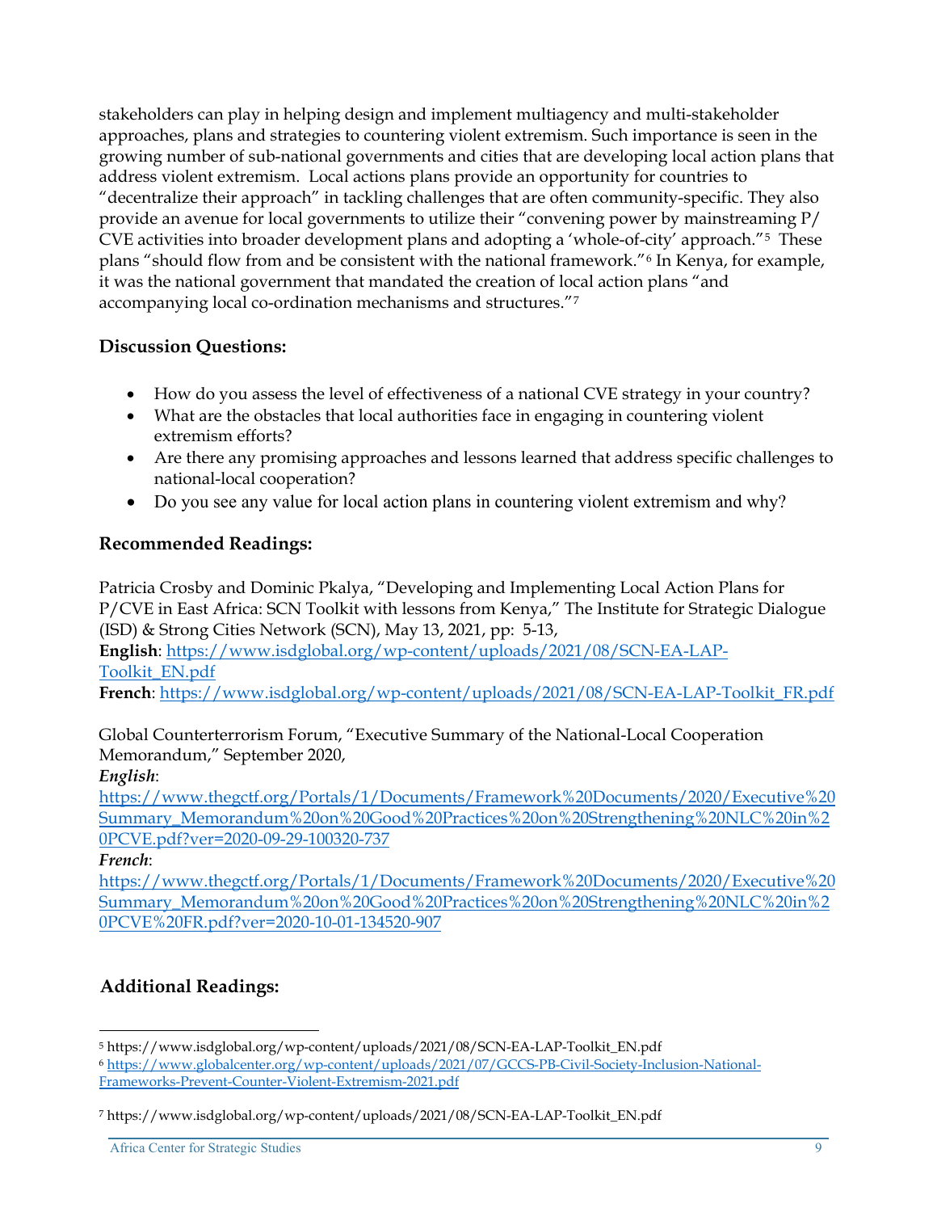stakeholders can play in helping design and implement multiagency and multi-stakeholder approaches, plans and strategies to countering violent extremism. Such importance is seen in the growing number of sub-national governments and cities that are developing local action plans that address violent extremism. Local actions plans provide an opportunity for countries to "decentralize their approach" in tackling challenges that are often community-specific. They also provide an avenue for local governments to utilize their "convening power by mainstreaming P/CVE activities into broader development plans and adopting a 'whole-of-city' approach."[5] These plans "should flow from and be consistent with the national framework."[6] In Kenya, for example, it was the national government that mandated the creation of local action plans "and accompanying local co-ordination mechanisms and structures."[7]

### Discussion Questions:

- How do you assess the level of effectiveness of a national CVE strategy in your country?
- What are the obstacles that local authorities face in engaging in countering violent extremism efforts?
- Are there any promising approaches and lessons learned that address specific challenges to national-local cooperation?
- Do you see any value for local action plans in countering violent extremism and why?

### Recommended Readings:

Patricia Crosby and Dominic Pkalya, "Developing and Implementing Local Action Plans for P/CVE in East Africa: SCN Toolkit with lessons from Kenya," The Institute for Strategic Dialogue (ISD) & Strong Cities Network (SCN), May 13, 2021, pp: 5-13,
**English**: https://www.isdglobal.org/wp-content/uploads/2021/08/SCN-EA-LAP-Toolkit_EN.pdf
**French**: https://www.isdglobal.org/wp-content/uploads/2021/08/SCN-EA-LAP-Toolkit_FR.pdf

Global Counterterrorism Forum, "Executive Summary of the National-Local Cooperation Memorandum," September 2020,
***English***:
https://www.thegctf.org/Portals/1/Documents/Framework%20Documents/2020/Executive%20Summary_Memorandum%20on%20Good%20Practices%20on%20Strengthening%20NLC%20in%20PCVE.pdf?ver=2020-09-29-100320-737
***French***:
https://www.thegctf.org/Portals/1/Documents/Framework%20Documents/2020/Executive%20Summary_Memorandum%20on%20Good%20Practices%20on%20Strengthening%20NLC%20in%20PCVE%20FR.pdf?ver=2020-10-01-134520-907

### Additional Readings:

---

[5] https://www.isdglobal.org/wp-content/uploads/2021/08/SCN-EA-LAP-Toolkit_EN.pdf

[6] https://www.globalcenter.org/wp-content/uploads/2021/07/GCCS-PB-Civil-Society-Inclusion-National-Frameworks-Prevent-Counter-Violent-Extremism-2021.pdf

[7] https://www.isdglobal.org/wp-content/uploads/2021/08/SCN-EA-LAP-Toolkit_EN.pdf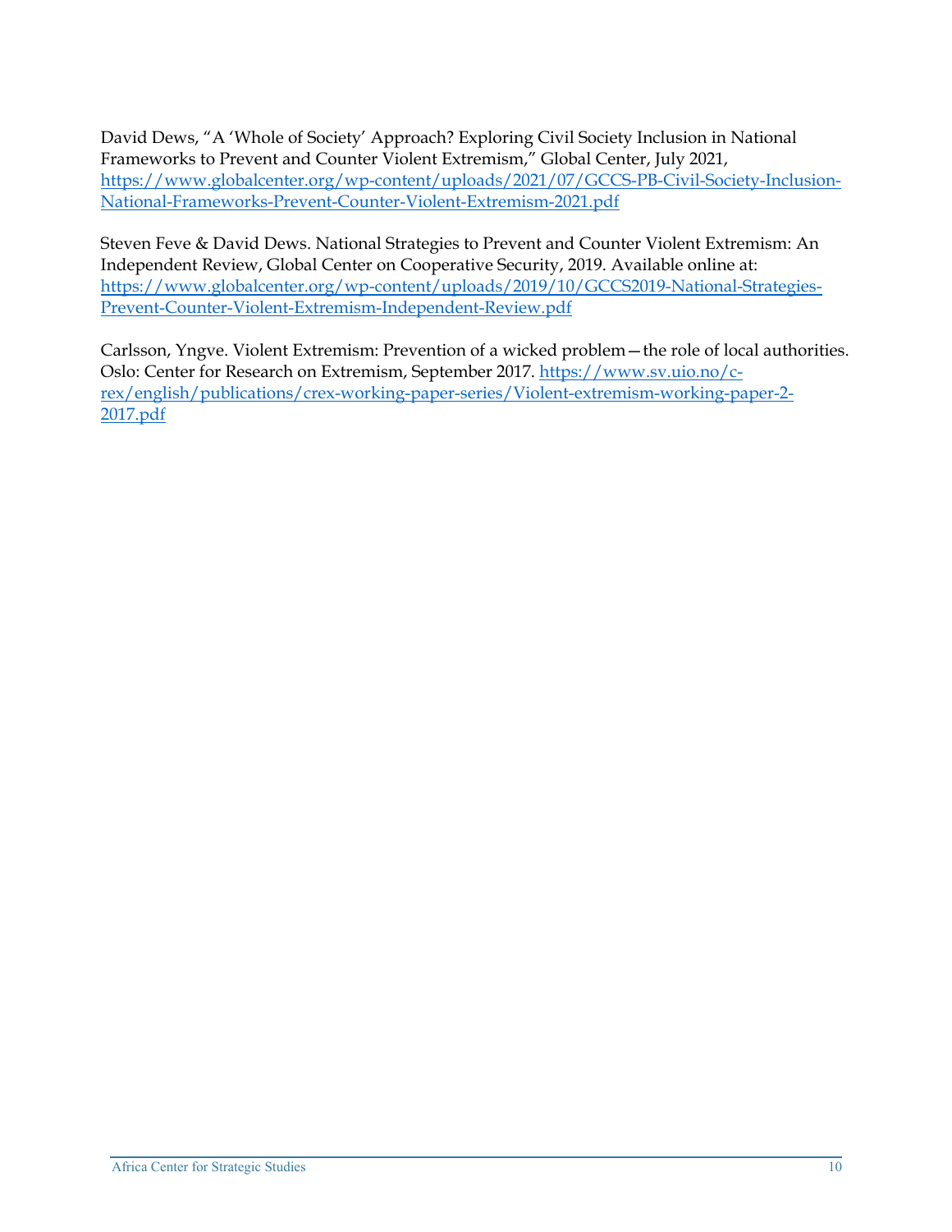David Dews, "A 'Whole of Society' Approach? Exploring Civil Society Inclusion in National Frameworks to Prevent and Counter Violent Extremism," Global Center, July 2021, https://www.globalcenter.org/wp-content/uploads/2021/07/GCCS-PB-Civil-Society-Inclusion-National-Frameworks-Prevent-Counter-Violent-Extremism-2021.pdf

Steven Feve & David Dews. National Strategies to Prevent and Counter Violent Extremism: An Independent Review, Global Center on Cooperative Security, 2019. Available online at: https://www.globalcenter.org/wp-content/uploads/2019/10/GCCS2019-National-Strategies-Prevent-Counter-Violent-Extremism-Independent-Review.pdf

Carlsson, Yngve. Violent Extremism: Prevention of a wicked problem—the role of local authorities. Oslo: Center for Research on Extremism, September 2017. https://www.sv.uio.no/c-rex/english/publications/crex-working-paper-series/Violent-extremism-working-paper-2-2017.pdf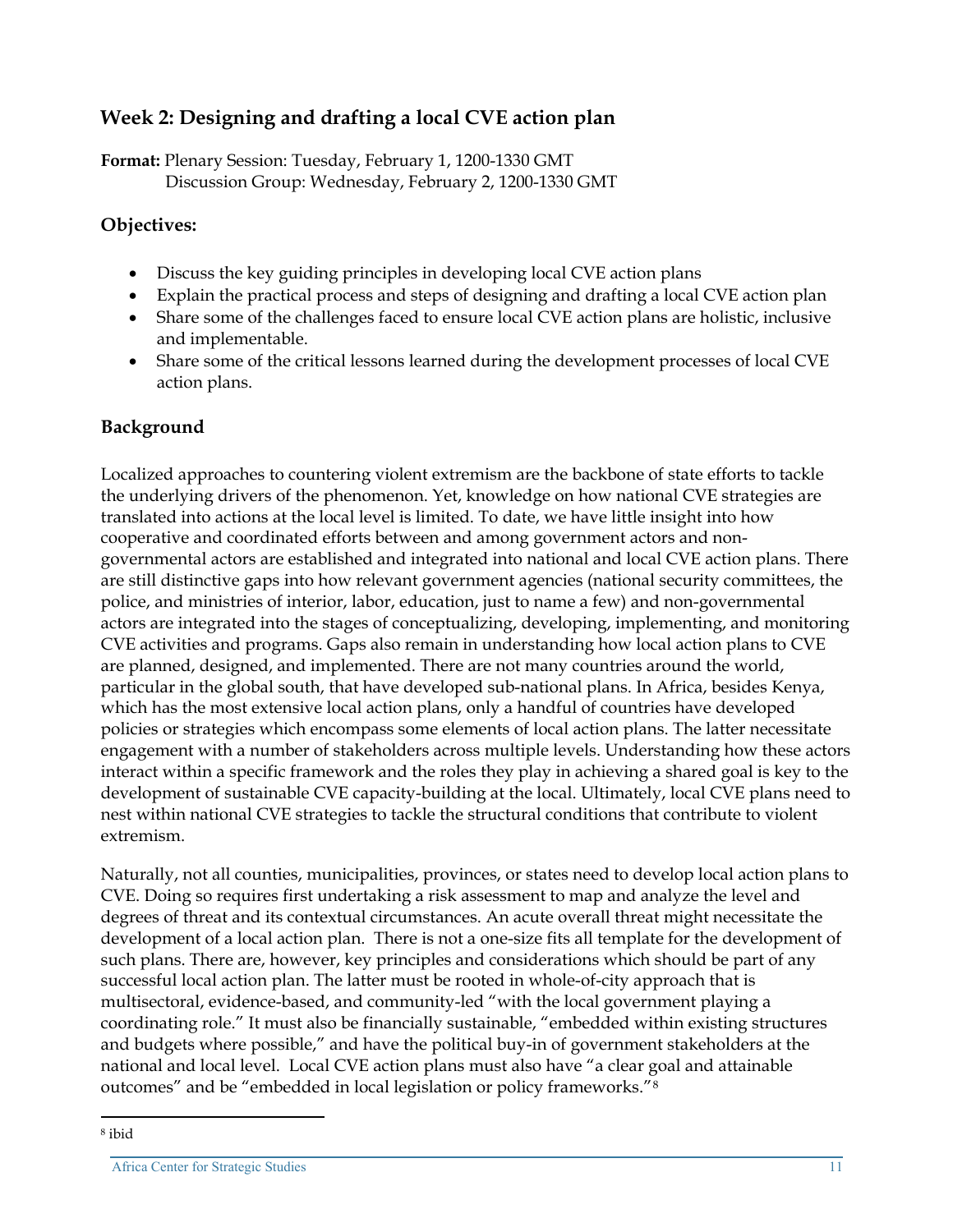## Week 2: Designing and drafting a local CVE action plan

**Format:** Plenary Session: Tuesday, February 1, 1200-1330 GMT
Discussion Group: Wednesday, February 2, 1200-1330 GMT

### Objectives:

- Discuss the key guiding principles in developing local CVE action plans
- Explain the practical process and steps of designing and drafting a local CVE action plan
- Share some of the challenges faced to ensure local CVE action plans are holistic, inclusive and implementable.
- Share some of the critical lessons learned during the development processes of local CVE action plans.

### Background

Localized approaches to countering violent extremism are the backbone of state efforts to tackle the underlying drivers of the phenomenon. Yet, knowledge on how national CVE strategies are translated into actions at the local level is limited. To date, we have little insight into how cooperative and coordinated efforts between and among government actors and non-governmental actors are established and integrated into national and local CVE action plans. There are still distinctive gaps into how relevant government agencies (national security committees, the police, and ministries of interior, labor, education, just to name a few) and non-governmental actors are integrated into the stages of conceptualizing, developing, implementing, and monitoring CVE activities and programs. Gaps also remain in understanding how local action plans to CVE are planned, designed, and implemented. There are not many countries around the world, particular in the global south, that have developed sub-national plans. In Africa, besides Kenya, which has the most extensive local action plans, only a handful of countries have developed policies or strategies which encompass some elements of local action plans. The latter necessitate engagement with a number of stakeholders across multiple levels. Understanding how these actors interact within a specific framework and the roles they play in achieving a shared goal is key to the development of sustainable CVE capacity-building at the local. Ultimately, local CVE plans need to nest within national CVE strategies to tackle the structural conditions that contribute to violent extremism.

Naturally, not all counties, municipalities, provinces, or states need to develop local action plans to CVE. Doing so requires first undertaking a risk assessment to map and analyze the level and degrees of threat and its contextual circumstances. An acute overall threat might necessitate the development of a local action plan. There is not a one-size fits all template for the development of such plans. There are, however, key principles and considerations which should be part of any successful local action plan. The latter must be rooted in whole-of-city approach that is multisectoral, evidence-based, and community-led "with the local government playing a coordinating role." It must also be financially sustainable, "embedded within existing structures and budgets where possible," and have the political buy-in of government stakeholders at the national and local level. Local CVE action plans must also have "a clear goal and attainable outcomes" and be "embedded in local legislation or policy frameworks."[8]

[8] ibid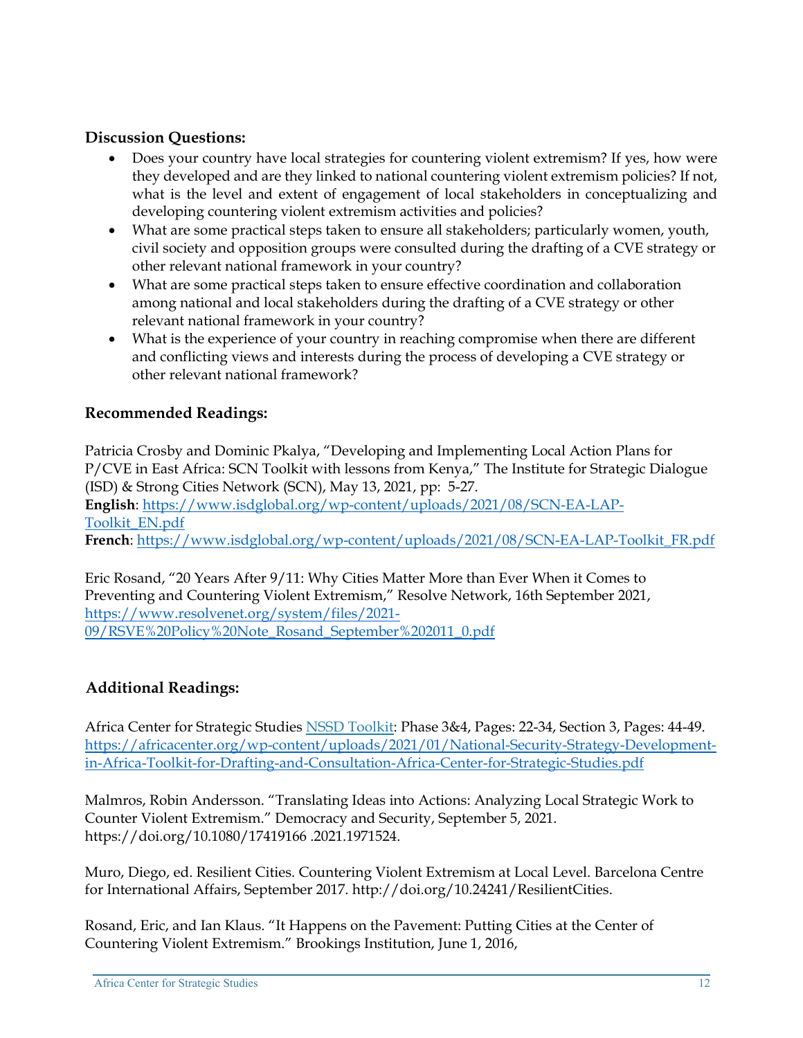**Discussion Questions:**

- Does your country have local strategies for countering violent extremism? If yes, how were they developed and are they linked to national countering violent extremism policies? If not, what is the level and extent of engagement of local stakeholders in conceptualizing and developing countering violent extremism activities and policies?
- What are some practical steps taken to ensure all stakeholders; particularly women, youth, civil society and opposition groups were consulted during the drafting of a CVE strategy or other relevant national framework in your country?
- What are some practical steps taken to ensure effective coordination and collaboration among national and local stakeholders during the drafting of a CVE strategy or other relevant national framework in your country?
- What is the experience of your country in reaching compromise when there are different and conflicting views and interests during the process of developing a CVE strategy or other relevant national framework?

**Recommended Readings:**

Patricia Crosby and Dominic Pkalya, "Developing and Implementing Local Action Plans for P/CVE in East Africa: SCN Toolkit with lessons from Kenya," The Institute for Strategic Dialogue (ISD) & Strong Cities Network (SCN), May 13, 2021, pp: 5-27.
**English**: https://www.isdglobal.org/wp-content/uploads/2021/08/SCN-EA-LAP-Toolkit_EN.pdf
**French**: https://www.isdglobal.org/wp-content/uploads/2021/08/SCN-EA-LAP-Toolkit_FR.pdf

Eric Rosand, "20 Years After 9/11: Why Cities Matter More than Ever When it Comes to Preventing and Countering Violent Extremism," Resolve Network, 16th September 2021, https://www.resolvenet.org/system/files/2021-09/RSVE%20Policy%20Note_Rosand_September%202011_0.pdf

**Additional Readings:**

Africa Center for Strategic Studies NSSD Toolkit: Phase 3&4, Pages: 22-34, Section 3, Pages: 44-49. https://africacenter.org/wp-content/uploads/2021/01/National-Security-Strategy-Development-in-Africa-Toolkit-for-Drafting-and-Consultation-Africa-Center-for-Strategic-Studies.pdf

Malmros, Robin Andersson. "Translating Ideas into Actions: Analyzing Local Strategic Work to Counter Violent Extremism." Democracy and Security, September 5, 2021. https://doi.org/10.1080/17419166 .2021.1971524.

Muro, Diego, ed. Resilient Cities. Countering Violent Extremism at Local Level. Barcelona Centre for International Affairs, September 2017. http://doi.org/10.24241/ResilientCities.

Rosand, Eric, and Ian Klaus. "It Happens on the Pavement: Putting Cities at the Center of Countering Violent Extremism." Brookings Institution, June 1, 2016,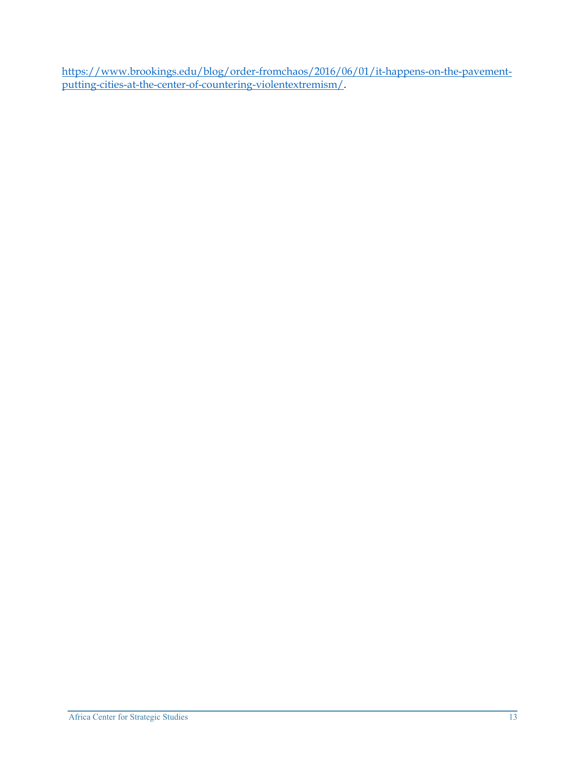https://www.brookings.edu/blog/order-fromchaos/2016/06/01/it-happens-on-the-pavement-putting-cities-at-the-center-of-countering-violentextremism/.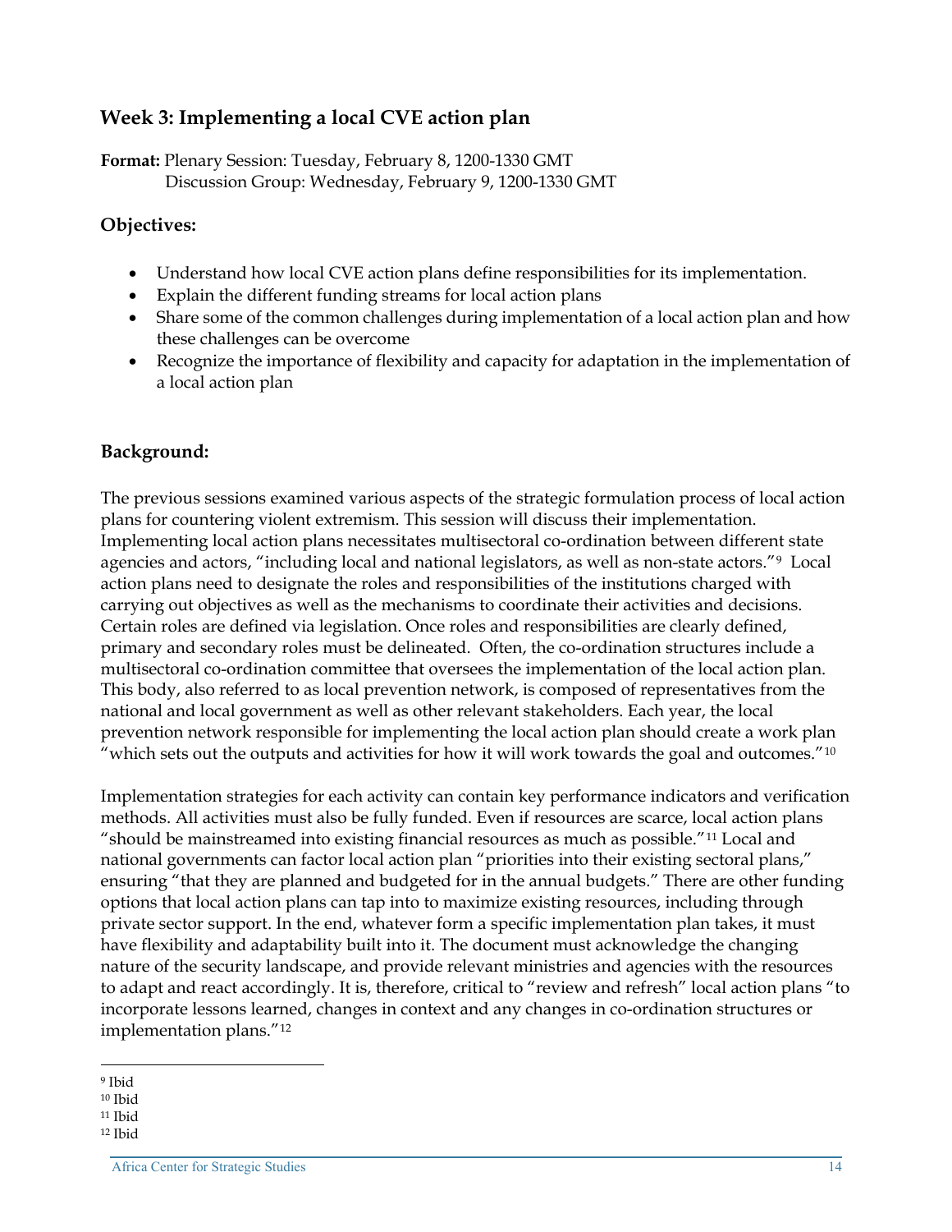## Week 3: Implementing a local CVE action plan

**Format:** Plenary Session: Tuesday, February 8, 1200-1330 GMT
Discussion Group: Wednesday, February 9, 1200-1330 GMT

### Objectives:

- Understand how local CVE action plans define responsibilities for its implementation.
- Explain the different funding streams for local action plans
- Share some of the common challenges during implementation of a local action plan and how these challenges can be overcome
- Recognize the importance of flexibility and capacity for adaptation in the implementation of a local action plan

### Background:

The previous sessions examined various aspects of the strategic formulation process of local action plans for countering violent extremism. This session will discuss their implementation. Implementing local action plans necessitates multisectoral co-ordination between different state agencies and actors, "including local and national legislators, as well as non-state actors."[9] Local action plans need to designate the roles and responsibilities of the institutions charged with carrying out objectives as well as the mechanisms to coordinate their activities and decisions. Certain roles are defined via legislation. Once roles and responsibilities are clearly defined, primary and secondary roles must be delineated. Often, the co-ordination structures include a multisectoral co-ordination committee that oversees the implementation of the local action plan. This body, also referred to as local prevention network, is composed of representatives from the national and local government as well as other relevant stakeholders. Each year, the local prevention network responsible for implementing the local action plan should create a work plan "which sets out the outputs and activities for how it will work towards the goal and outcomes."[10]

Implementation strategies for each activity can contain key performance indicators and verification methods. All activities must also be fully funded. Even if resources are scarce, local action plans "should be mainstreamed into existing financial resources as much as possible."[11] Local and national governments can factor local action plan "priorities into their existing sectoral plans," ensuring "that they are planned and budgeted for in the annual budgets." There are other funding options that local action plans can tap into to maximize existing resources, including through private sector support. In the end, whatever form a specific implementation plan takes, it must have flexibility and adaptability built into it. The document must acknowledge the changing nature of the security landscape, and provide relevant ministries and agencies with the resources to adapt and react accordingly. It is, therefore, critical to "review and refresh" local action plans "to incorporate lessons learned, changes in context and any changes in co-ordination structures or implementation plans."[12]

---

[9] Ibid
[10] Ibid
[11] Ibid
[12] Ibid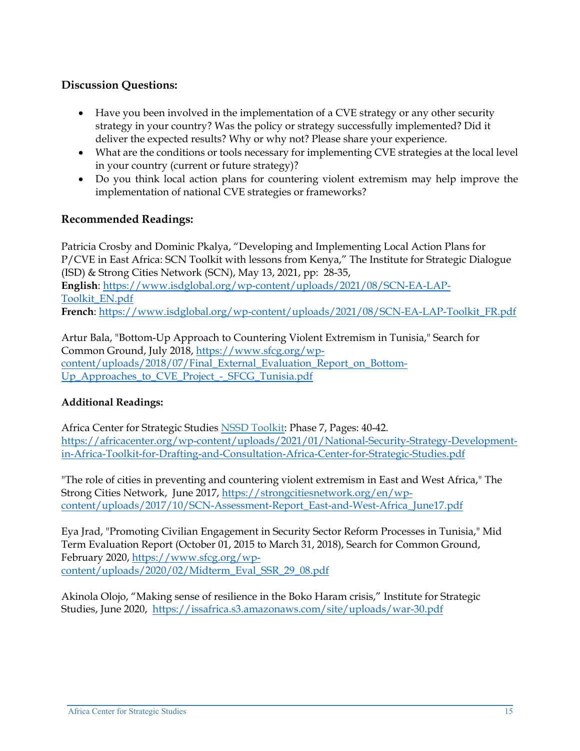### Discussion Questions:

- Have you been involved in the implementation of a CVE strategy or any other security strategy in your country? Was the policy or strategy successfully implemented? Did it deliver the expected results? Why or why not? Please share your experience.
- What are the conditions or tools necessary for implementing CVE strategies at the local level in your country (current or future strategy)?
- Do you think local action plans for countering violent extremism may help improve the implementation of national CVE strategies or frameworks?

### Recommended Readings:

Patricia Crosby and Dominic Pkalya, "Developing and Implementing Local Action Plans for P/CVE in East Africa: SCN Toolkit with lessons from Kenya," The Institute for Strategic Dialogue (ISD) & Strong Cities Network (SCN), May 13, 2021, pp: 28-35,
**English**: https://www.isdglobal.org/wp-content/uploads/2021/08/SCN-EA-LAP-Toolkit_EN.pdf
**French**: https://www.isdglobal.org/wp-content/uploads/2021/08/SCN-EA-LAP-Toolkit_FR.pdf

Artur Bala, "Bottom-Up Approach to Countering Violent Extremism in Tunisia," Search for Common Ground, July 2018, https://www.sfcg.org/wp-content/uploads/2018/07/Final_External_Evaluation_Report_on_Bottom-Up_Approaches_to_CVE_Project_-_SFCG_Tunisia.pdf

### Additional Readings:

Africa Center for Strategic Studies NSSD Toolkit: Phase 7, Pages: 40-42. https://africacenter.org/wp-content/uploads/2021/01/National-Security-Strategy-Development-in-Africa-Toolkit-for-Drafting-and-Consultation-Africa-Center-for-Strategic-Studies.pdf

"The role of cities in preventing and countering violent extremism in East and West Africa," The Strong Cities Network, June 2017, https://strongcitiesnetwork.org/en/wp-content/uploads/2017/10/SCN-Assessment-Report_East-and-West-Africa_June17.pdf

Eya Jrad, "Promoting Civilian Engagement in Security Sector Reform Processes in Tunisia," Mid Term Evaluation Report (October 01, 2015 to March 31, 2018), Search for Common Ground, February 2020, https://www.sfcg.org/wp-content/uploads/2020/02/Midterm_Eval_SSR_29_08.pdf

Akinola Olojo, "Making sense of resilience in the Boko Haram crisis," Institute for Strategic Studies, June 2020, https://issafrica.s3.amazonaws.com/site/uploads/war-30.pdf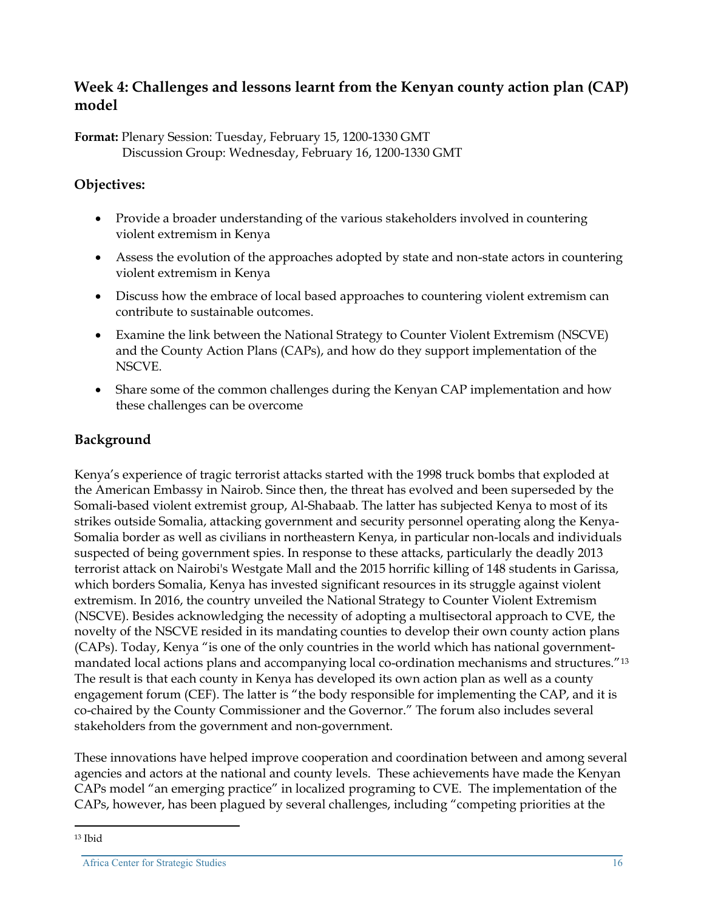## Week 4: Challenges and lessons learnt from the Kenyan county action plan (CAP) model

**Format:** Plenary Session: Tuesday, February 15, 1200-1330 GMT
Discussion Group: Wednesday, February 16, 1200-1330 GMT

### Objectives:

- Provide a broader understanding of the various stakeholders involved in countering violent extremism in Kenya
- Assess the evolution of the approaches adopted by state and non-state actors in countering violent extremism in Kenya
- Discuss how the embrace of local based approaches to countering violent extremism can contribute to sustainable outcomes.
- Examine the link between the National Strategy to Counter Violent Extremism (NSCVE) and the County Action Plans (CAPs), and how do they support implementation of the NSCVE.
- Share some of the common challenges during the Kenyan CAP implementation and how these challenges can be overcome

### Background

Kenya's experience of tragic terrorist attacks started with the 1998 truck bombs that exploded at the American Embassy in Nairob. Since then, the threat has evolved and been superseded by the Somali-based violent extremist group, Al-Shabaab. The latter has subjected Kenya to most of its strikes outside Somalia, attacking government and security personnel operating along the Kenya-Somalia border as well as civilians in northeastern Kenya, in particular non-locals and individuals suspected of being government spies. In response to these attacks, particularly the deadly 2013 terrorist attack on Nairobi's Westgate Mall and the 2015 horrific killing of 148 students in Garissa, which borders Somalia, Kenya has invested significant resources in its struggle against violent extremism. In 2016, the country unveiled the National Strategy to Counter Violent Extremism (NSCVE). Besides acknowledging the necessity of adopting a multisectoral approach to CVE, the novelty of the NSCVE resided in its mandating counties to develop their own county action plans (CAPs). Today, Kenya "is one of the only countries in the world which has national government-mandated local actions plans and accompanying local co-ordination mechanisms and structures."[13] The result is that each county in Kenya has developed its own action plan as well as a county engagement forum (CEF). The latter is "the body responsible for implementing the CAP, and it is co-chaired by the County Commissioner and the Governor." The forum also includes several stakeholders from the government and non-government.

These innovations have helped improve cooperation and coordination between and among several agencies and actors at the national and county levels. These achievements have made the Kenyan CAPs model "an emerging practice" in localized programing to CVE. The implementation of the CAPs, however, has been plagued by several challenges, including "competing priorities at the

[13] Ibid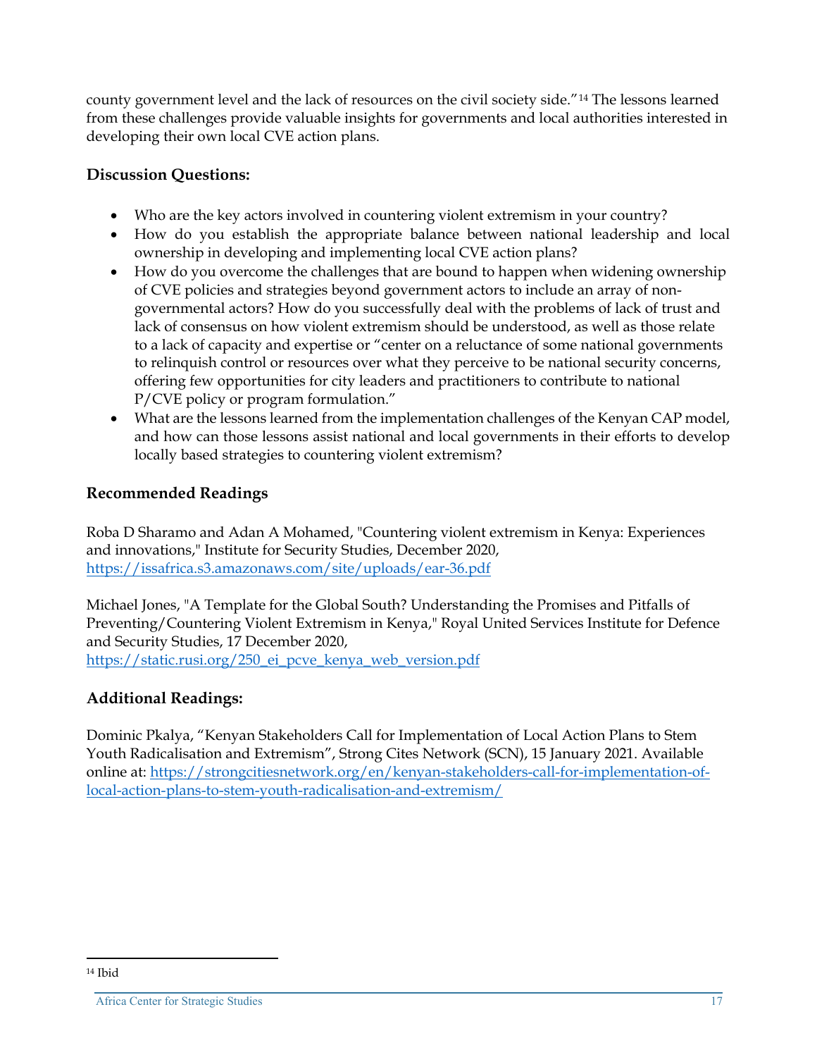county government level and the lack of resources on the civil society side."[14] The lessons learned from these challenges provide valuable insights for governments and local authorities interested in developing their own local CVE action plans.

## Discussion Questions:

- Who are the key actors involved in countering violent extremism in your country?
- How do you establish the appropriate balance between national leadership and local ownership in developing and implementing local CVE action plans?
- How do you overcome the challenges that are bound to happen when widening ownership of CVE policies and strategies beyond government actors to include an array of non-governmental actors? How do you successfully deal with the problems of lack of trust and lack of consensus on how violent extremism should be understood, as well as those relate to a lack of capacity and expertise or "center on a reluctance of some national governments to relinquish control or resources over what they perceive to be national security concerns, offering few opportunities for city leaders and practitioners to contribute to national P/CVE policy or program formulation."
- What are the lessons learned from the implementation challenges of the Kenyan CAP model, and how can those lessons assist national and local governments in their efforts to develop locally based strategies to countering violent extremism?

## Recommended Readings

Roba D Sharamo and Adan A Mohamed, "Countering violent extremism in Kenya: Experiences and innovations," Institute for Security Studies, December 2020, https://issafrica.s3.amazonaws.com/site/uploads/ear-36.pdf

Michael Jones, "A Template for the Global South? Understanding the Promises and Pitfalls of Preventing/Countering Violent Extremism in Kenya," Royal United Services Institute for Defence and Security Studies, 17 December 2020, https://static.rusi.org/250_ei_pcve_kenya_web_version.pdf

## Additional Readings:

Dominic Pkalya, "Kenyan Stakeholders Call for Implementation of Local Action Plans to Stem Youth Radicalisation and Extremism", Strong Cites Network (SCN), 15 January 2021. Available online at: https://strongcitiesnetwork.org/en/kenyan-stakeholders-call-for-implementation-of-local-action-plans-to-stem-youth-radicalisation-and-extremism/

---

[14] Ibid